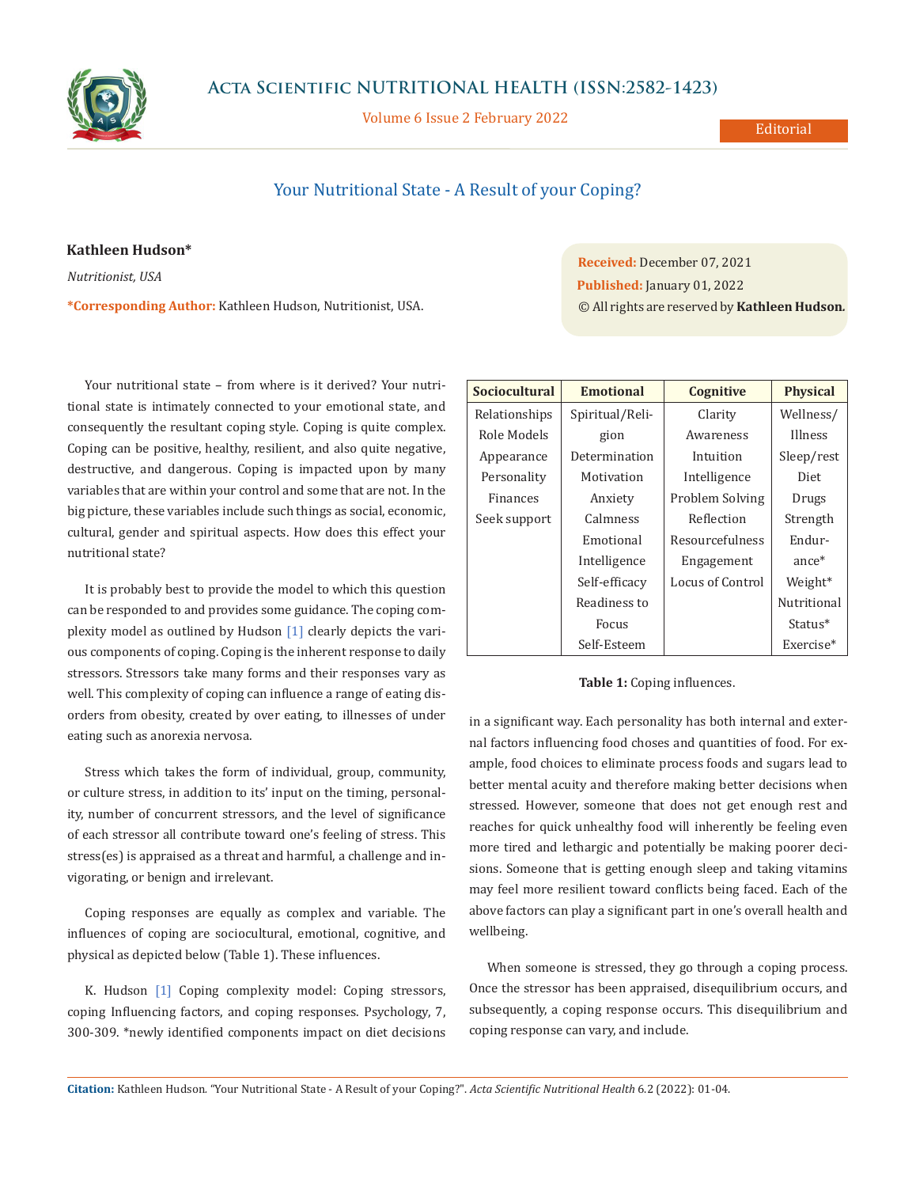# Your Nutritional State - A Result of your Coping?

**Kathleen Hudson***

*Nutritionist, USA*

***Corresponding Author:** Kathleen Hudson, Nutritionist, USA.

**Received:** December 07, 2021
**Published:** January 01, 2022
© All rights are reserved by **Kathleen Hudson.**

Your nutritional state – from where is it derived? Your nutritional state is intimately connected to your emotional state, and consequently the resultant coping style. Coping is quite complex. Coping can be positive, healthy, resilient, and also quite negative, destructive, and dangerous. Coping is impacted upon by many variables that are within your control and some that are not. In the big picture, these variables include such things as social, economic, cultural, gender and spiritual aspects. How does this effect your nutritional state?

It is probably best to provide the model to which this question can be responded to and provides some guidance. The coping complexity model as outlined by Hudson [1] clearly depicts the various components of coping. Coping is the inherent response to daily stressors. Stressors take many forms and their responses vary as well. This complexity of coping can influence a range of eating disorders from obesity, created by over eating, to illnesses of under eating such as anorexia nervosa.

Stress which takes the form of individual, group, community, or culture stress, in addition to its' input on the timing, personality, number of concurrent stressors, and the level of significance of each stressor all contribute toward one's feeling of stress. This stress(es) is appraised as a threat and harmful, a challenge and invigorating, or benign and irrelevant.

Coping responses are equally as complex and variable. The influences of coping are sociocultural, emotional, cognitive, and physical as depicted below (Table 1). These influences.

K. Hudson [1] Coping complexity model: Coping stressors, coping Influencing factors, and coping responses. Psychology, 7, 300-309. *newly identified components impact on diet decisions in a significant way. Each personality has both internal and external factors influencing food choses and quantities of food. For example, food choices to eliminate process foods and sugars lead to better mental acuity and therefore making better decisions when stressed. However, someone that does not get enough rest and reaches for quick unhealthy food will inherently be feeling even more tired and lethargic and potentially be making poorer decisions. Someone that is getting enough sleep and taking vitamins may feel more resilient toward conflicts being faced. Each of the above factors can play a significant part in one's overall health and wellbeing.

| Sociocultural | Emotional | Cognitive | Physical |
|---|---|---|---|
| Relationships | Spiritual/Religion | Clarity | Wellness/Illness |
| Role Models | Determination | Awareness | Sleep/rest |
| Appearance | Motivation | Intuition | Diet |
| Personality | Anxiety | Intelligence | Drugs |
| Finances | Calmness | Problem Solving | Strength |
| Seek support | Emotional Intelligence | Reflection | Endurance* |
| | Self-efficacy | Resourcefulness | Weight* |
| | Readiness to Focus | Engagement | Nutritional Status* |
| | Self-Esteem | Locus of Control | Exercise* |

**Table 1:** Coping influences.

When someone is stressed, they go through a coping process. Once the stressor has been appraised, disequilibrium occurs, and subsequently, a coping response occurs. This disequilibrium and coping response can vary, and include.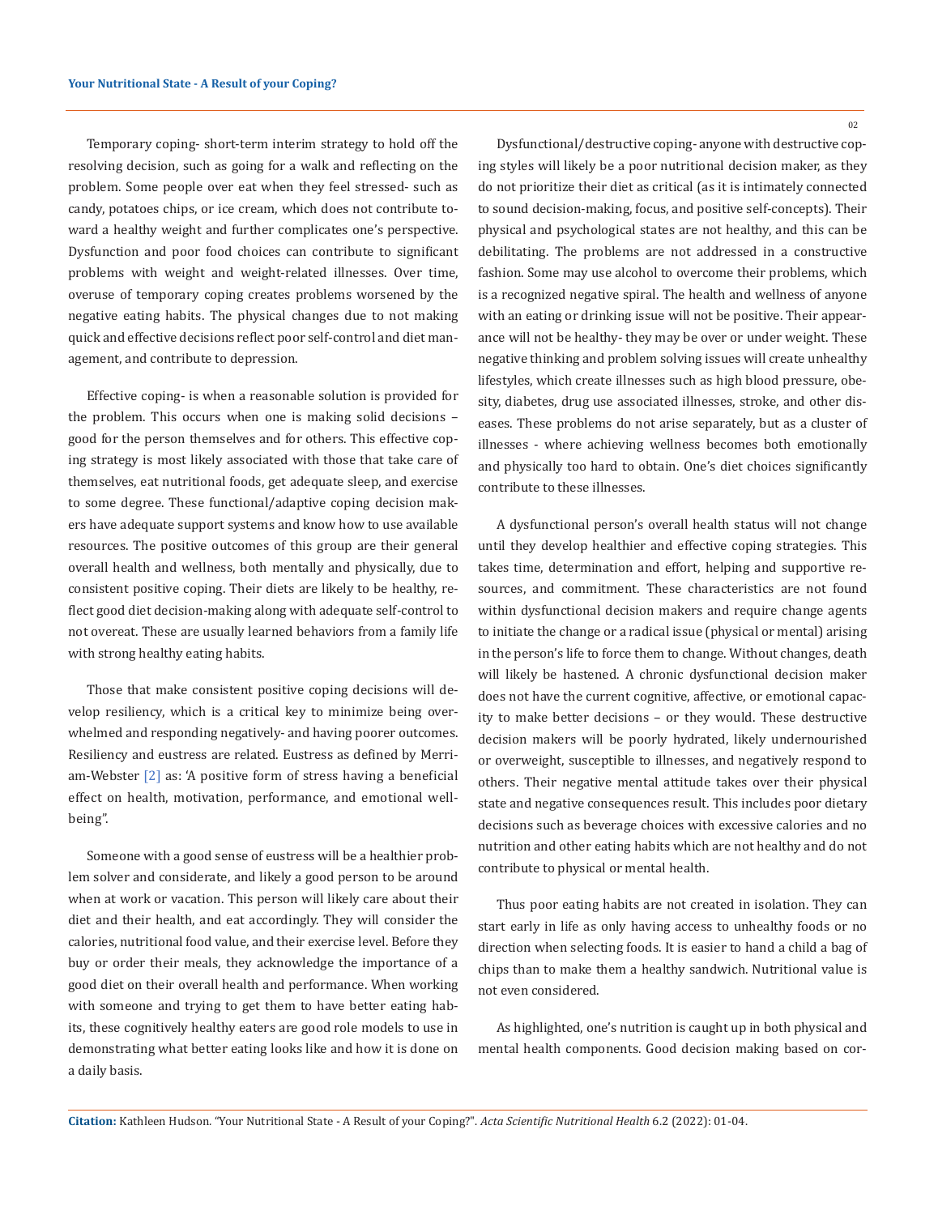Temporary coping- short-term interim strategy to hold off the resolving decision, such as going for a walk and reflecting on the problem. Some people over eat when they feel stressed- such as candy, potatoes chips, or ice cream, which does not contribute toward a healthy weight and further complicates one's perspective. Dysfunction and poor food choices can contribute to significant problems with weight and weight-related illnesses. Over time, overuse of temporary coping creates problems worsened by the negative eating habits. The physical changes due to not making quick and effective decisions reflect poor self-control and diet management, and contribute to depression.

Effective coping- is when a reasonable solution is provided for the problem. This occurs when one is making solid decisions – good for the person themselves and for others. This effective coping strategy is most likely associated with those that take care of themselves, eat nutritional foods, get adequate sleep, and exercise to some degree. These functional/adaptive coping decision makers have adequate support systems and know how to use available resources. The positive outcomes of this group are their general overall health and wellness, both mentally and physically, due to consistent positive coping. Their diets are likely to be healthy, reflect good diet decision-making along with adequate self-control to not overeat. These are usually learned behaviors from a family life with strong healthy eating habits.

Those that make consistent positive coping decisions will develop resiliency, which is a critical key to minimize being overwhelmed and responding negatively- and having poorer outcomes. Resiliency and eustress are related. Eustress as defined by Merriam-Webster [2] as: 'A positive form of stress having a beneficial effect on health, motivation, performance, and emotional wellbeing".

Someone with a good sense of eustress will be a healthier problem solver and considerate, and likely a good person to be around when at work or vacation. This person will likely care about their diet and their health, and eat accordingly. They will consider the calories, nutritional food value, and their exercise level. Before they buy or order their meals, they acknowledge the importance of a good diet on their overall health and performance. When working with someone and trying to get them to have better eating habits, these cognitively healthy eaters are good role models to use in demonstrating what better eating looks like and how it is done on a daily basis.

Dysfunctional/destructive coping- anyone with destructive coping styles will likely be a poor nutritional decision maker, as they do not prioritize their diet as critical (as it is intimately connected to sound decision-making, focus, and positive self-concepts). Their physical and psychological states are not healthy, and this can be debilitating. The problems are not addressed in a constructive fashion. Some may use alcohol to overcome their problems, which is a recognized negative spiral. The health and wellness of anyone with an eating or drinking issue will not be positive. Their appearance will not be healthy- they may be over or under weight. These negative thinking and problem solving issues will create unhealthy lifestyles, which create illnesses such as high blood pressure, obesity, diabetes, drug use associated illnesses, stroke, and other diseases. These problems do not arise separately, but as a cluster of illnesses - where achieving wellness becomes both emotionally and physically too hard to obtain. One's diet choices significantly contribute to these illnesses.

A dysfunctional person's overall health status will not change until they develop healthier and effective coping strategies. This takes time, determination and effort, helping and supportive resources, and commitment. These characteristics are not found within dysfunctional decision makers and require change agents to initiate the change or a radical issue (physical or mental) arising in the person's life to force them to change. Without changes, death will likely be hastened. A chronic dysfunctional decision maker does not have the current cognitive, affective, or emotional capacity to make better decisions – or they would. These destructive decision makers will be poorly hydrated, likely undernourished or overweight, susceptible to illnesses, and negatively respond to others. Their negative mental attitude takes over their physical state and negative consequences result. This includes poor dietary decisions such as beverage choices with excessive calories and no nutrition and other eating habits which are not healthy and do not contribute to physical or mental health.

Thus poor eating habits are not created in isolation. They can start early in life as only having access to unhealthy foods or no direction when selecting foods. It is easier to hand a child a bag of chips than to make them a healthy sandwich. Nutritional value is not even considered.

As highlighted, one's nutrition is caught up in both physical and mental health components. Good decision making based on cor-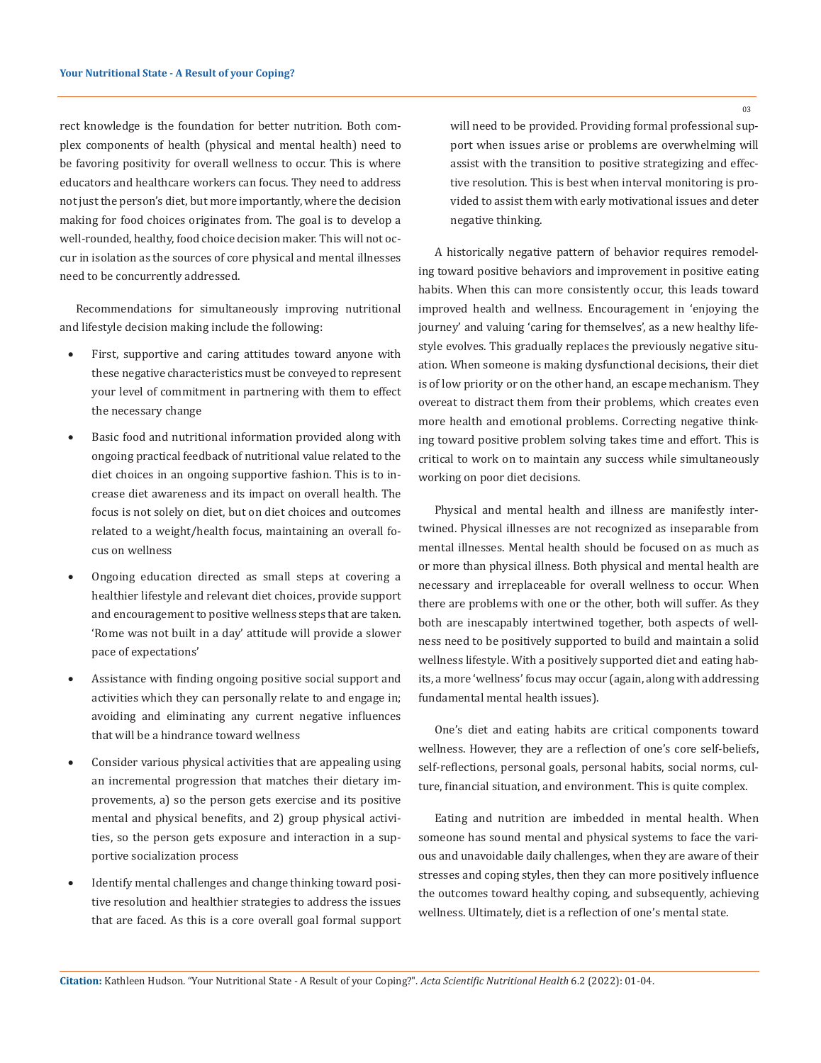rect knowledge is the foundation for better nutrition. Both complex components of health (physical and mental health) need to be favoring positivity for overall wellness to occur. This is where educators and healthcare workers can focus. They need to address not just the person's diet, but more importantly, where the decision making for food choices originates from. The goal is to develop a well-rounded, healthy, food choice decision maker. This will not occur in isolation as the sources of core physical and mental illnesses need to be concurrently addressed.

Recommendations for simultaneously improving nutritional and lifestyle decision making include the following:

- First, supportive and caring attitudes toward anyone with these negative characteristics must be conveyed to represent your level of commitment in partnering with them to effect the necessary change
- Basic food and nutritional information provided along with ongoing practical feedback of nutritional value related to the diet choices in an ongoing supportive fashion. This is to increase diet awareness and its impact on overall health. The focus is not solely on diet, but on diet choices and outcomes related to a weight/health focus, maintaining an overall focus on wellness
- Ongoing education directed as small steps at covering a healthier lifestyle and relevant diet choices, provide support and encouragement to positive wellness steps that are taken. 'Rome was not built in a day' attitude will provide a slower pace of expectations'
- Assistance with finding ongoing positive social support and activities which they can personally relate to and engage in; avoiding and eliminating any current negative influences that will be a hindrance toward wellness
- Consider various physical activities that are appealing using an incremental progression that matches their dietary improvements, a) so the person gets exercise and its positive mental and physical benefits, and 2) group physical activities, so the person gets exposure and interaction in a supportive socialization process
- Identify mental challenges and change thinking toward positive resolution and healthier strategies to address the issues that are faced. As this is a core overall goal formal support will need to be provided. Providing formal professional support when issues arise or problems are overwhelming will assist with the transition to positive strategizing and effective resolution. This is best when interval monitoring is provided to assist them with early motivational issues and deter negative thinking.

A historically negative pattern of behavior requires remodeling toward positive behaviors and improvement in positive eating habits. When this can more consistently occur, this leads toward improved health and wellness. Encouragement in 'enjoying the journey' and valuing 'caring for themselves', as a new healthy lifestyle evolves. This gradually replaces the previously negative situation. When someone is making dysfunctional decisions, their diet is of low priority or on the other hand, an escape mechanism. They overeat to distract them from their problems, which creates even more health and emotional problems. Correcting negative thinking toward positive problem solving takes time and effort. This is critical to work on to maintain any success while simultaneously working on poor diet decisions.

Physical and mental health and illness are manifestly intertwined. Physical illnesses are not recognized as inseparable from mental illnesses. Mental health should be focused on as much as or more than physical illness. Both physical and mental health are necessary and irreplaceable for overall wellness to occur. When there are problems with one or the other, both will suffer. As they both are inescapably intertwined together, both aspects of wellness need to be positively supported to build and maintain a solid wellness lifestyle. With a positively supported diet and eating habits, a more 'wellness' focus may occur (again, along with addressing fundamental mental health issues).

One's diet and eating habits are critical components toward wellness. However, they are a reflection of one's core self-beliefs, self-reflections, personal goals, personal habits, social norms, culture, financial situation, and environment. This is quite complex.

Eating and nutrition are imbedded in mental health. When someone has sound mental and physical systems to face the various and unavoidable daily challenges, when they are aware of their stresses and coping styles, then they can more positively influence the outcomes toward healthy coping, and subsequently, achieving wellness. Ultimately, diet is a reflection of one's mental state.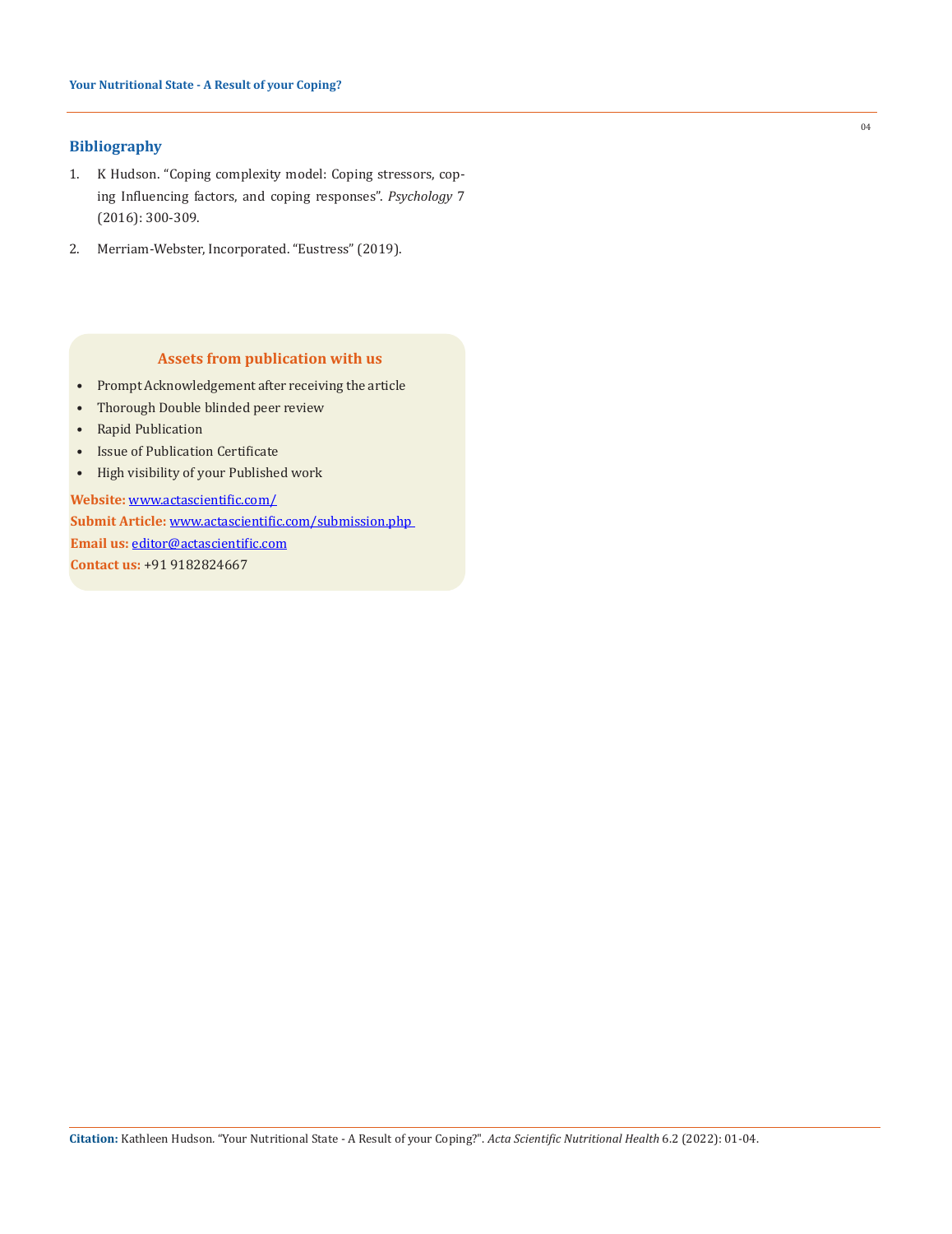## Bibliography

1. K Hudson. "Coping complexity model: Coping stressors, coping Influencing factors, and coping responses". *Psychology* 7 (2016): 300-309.
2. Merriam-Webster, Incorporated. "Eustress" (2019).

### Assets from publication with us

- Prompt Acknowledgement after receiving the article
- Thorough Double blinded peer review
- Rapid Publication
- Issue of Publication Certificate
- High visibility of your Published work

**Website:** www.actascientific.com/
**Submit Article:** www.actascientific.com/submission.php
**Email us:** editor@actascientific.com
**Contact us:** +91 9182824667

**Citation:** Kathleen Hudson. "Your Nutritional State - A Result of your Coping?". *Acta Scientific Nutritional Health* 6.2 (2022): 01-04.